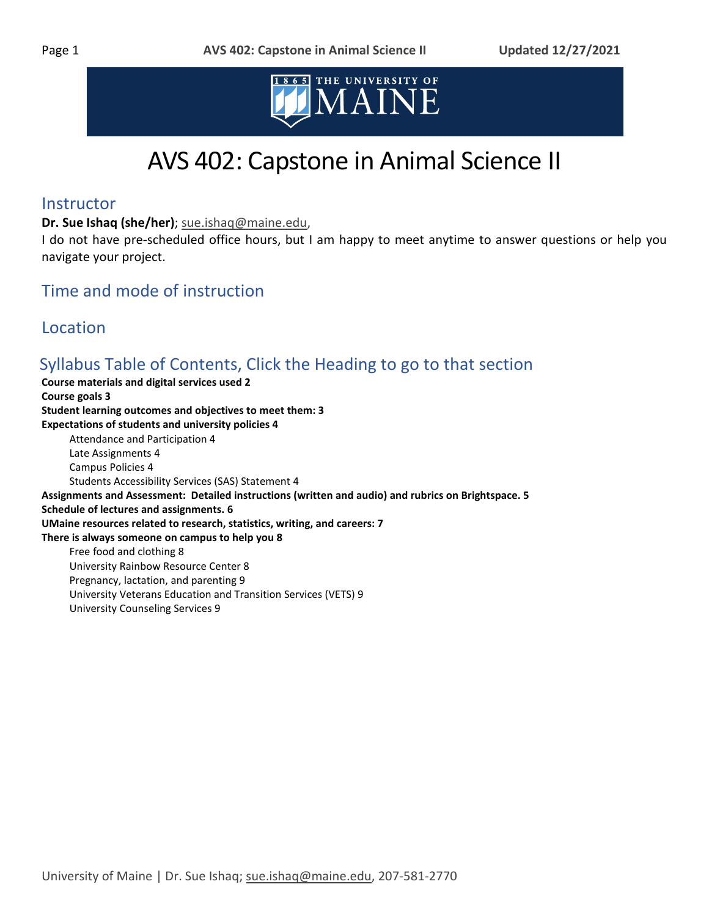# AVS 402: Capstone in Animal Science II

## Instructor

**Dr. Sue Ishaq (she/her)**; sue.ishaq@maine.edu,

I do not have pre-scheduled office hours, but I am happy to meet anytime to answer questions or help you navigate your project.

## Time and mode of instruction

## Location

## Syllabus Table of Contents, Click the Heading to go to that section

**Course materials and digital services used 2**

**Course goals 3**

**Student learning outcomes and objectives to meet them: 3**

**Expectations of students and university policies 4**

- Attendance and Participation 4
- Late Assignments 4
- Campus Policies 4
- Students Accessibility Services (SAS) Statement 4

**Assignments and Assessment: Detailed instructions (written and audio) and rubrics on Brightspace. 5**

**Schedule of lectures and assignments. 6**

**UMaine resources related to research, statistics, writing, and careers: 7**

**There is always someone on campus to help you 8**

- Free food and clothing 8
- University Rainbow Resource Center 8
- Pregnancy, lactation, and parenting 9
- University Veterans Education and Transition Services (VETS) 9
- University Counseling Services 9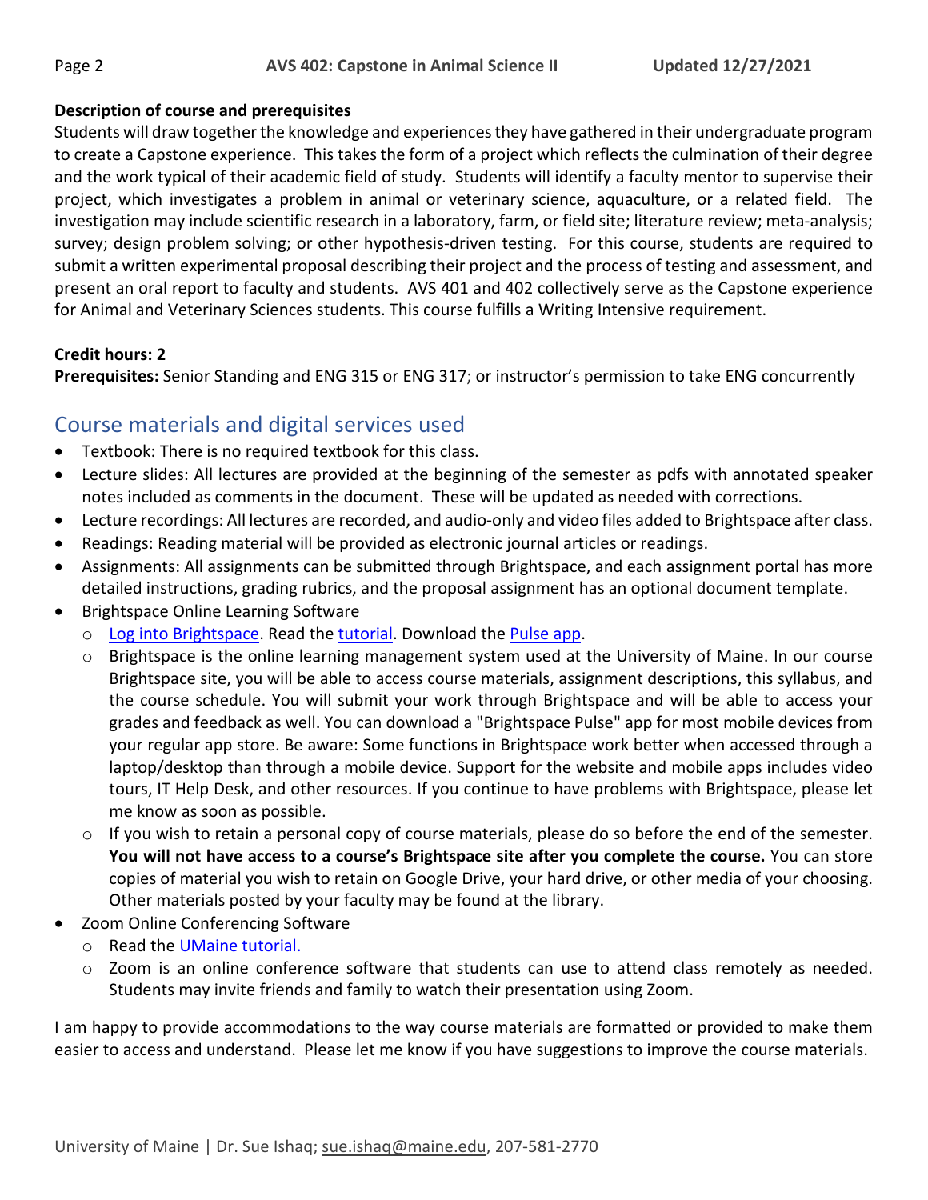**Description of course and prerequisites**

Students will draw together the knowledge and experiences they have gathered in their undergraduate program to create a Capstone experience. This takes the form of a project which reflects the culmination of their degree and the work typical of their academic field of study. Students will identify a faculty mentor to supervise their project, which investigates a problem in animal or veterinary science, aquaculture, or a related field. The investigation may include scientific research in a laboratory, farm, or field site; literature review; meta-analysis; survey; design problem solving; or other hypothesis-driven testing. For this course, students are required to submit a written experimental proposal describing their project and the process of testing and assessment, and present an oral report to faculty and students. AVS 401 and 402 collectively serve as the Capstone experience for Animal and Veterinary Sciences students. This course fulfills a Writing Intensive requirement.

**Credit hours: 2**

**Prerequisites:** Senior Standing and ENG 315 or ENG 317; or instructor's permission to take ENG concurrently

## Course materials and digital services used

- Textbook: There is no required textbook for this class.
- Lecture slides: All lectures are provided at the beginning of the semester as pdfs with annotated speaker notes included as comments in the document. These will be updated as needed with corrections.
- Lecture recordings: All lectures are recorded, and audio-only and video files added to Brightspace after class.
- Readings: Reading material will be provided as electronic journal articles or readings.
- Assignments: All assignments can be submitted through Brightspace, and each assignment portal has more detailed instructions, grading rubrics, and the proposal assignment has an optional document template.
- Brightspace Online Learning Software
  - Log into Brightspace. Read the tutorial. Download the Pulse app.
  - Brightspace is the online learning management system used at the University of Maine. In our course Brightspace site, you will be able to access course materials, assignment descriptions, this syllabus, and the course schedule. You will submit your work through Brightspace and will be able to access your grades and feedback as well. You can download a "Brightspace Pulse" app for most mobile devices from your regular app store. Be aware: Some functions in Brightspace work better when accessed through a laptop/desktop than through a mobile device. Support for the website and mobile apps includes video tours, IT Help Desk, and other resources. If you continue to have problems with Brightspace, please let me know as soon as possible.
  - If you wish to retain a personal copy of course materials, please do so before the end of the semester. **You will not have access to a course's Brightspace site after you complete the course.** You can store copies of material you wish to retain on Google Drive, your hard drive, or other media of your choosing. Other materials posted by your faculty may be found at the library.
- Zoom Online Conferencing Software
  - Read the UMaine tutorial.
  - Zoom is an online conference software that students can use to attend class remotely as needed. Students may invite friends and family to watch their presentation using Zoom.

I am happy to provide accommodations to the way course materials are formatted or provided to make them easier to access and understand. Please let me know if you have suggestions to improve the course materials.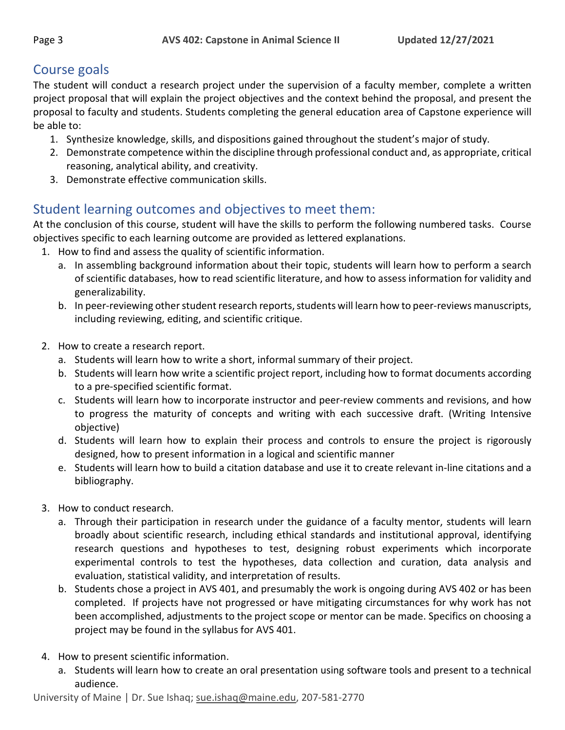## Course goals

The student will conduct a research project under the supervision of a faculty member, complete a written project proposal that will explain the project objectives and the context behind the proposal, and present the proposal to faculty and students. Students completing the general education area of Capstone experience will be able to:

1. Synthesize knowledge, skills, and dispositions gained throughout the student's major of study.
2. Demonstrate competence within the discipline through professional conduct and, as appropriate, critical reasoning, analytical ability, and creativity.
3. Demonstrate effective communication skills.

## Student learning outcomes and objectives to meet them:

At the conclusion of this course, student will have the skills to perform the following numbered tasks. Course objectives specific to each learning outcome are provided as lettered explanations.

1. How to find and assess the quality of scientific information.
   a. In assembling background information about their topic, students will learn how to perform a search of scientific databases, how to read scientific literature, and how to assess information for validity and generalizability.
   b. In peer-reviewing other student research reports, students will learn how to peer-reviews manuscripts, including reviewing, editing, and scientific critique.

2. How to create a research report.
   a. Students will learn how to write a short, informal summary of their project.
   b. Students will learn how write a scientific project report, including how to format documents according to a pre-specified scientific format.
   c. Students will learn how to incorporate instructor and peer-review comments and revisions, and how to progress the maturity of concepts and writing with each successive draft. (Writing Intensive objective)
   d. Students will learn how to explain their process and controls to ensure the project is rigorously designed, how to present information in a logical and scientific manner
   e. Students will learn how to build a citation database and use it to create relevant in-line citations and a bibliography.

3. How to conduct research.
   a. Through their participation in research under the guidance of a faculty mentor, students will learn broadly about scientific research, including ethical standards and institutional approval, identifying research questions and hypotheses to test, designing robust experiments which incorporate experimental controls to test the hypotheses, data collection and curation, data analysis and evaluation, statistical validity, and interpretation of results.
   b. Students chose a project in AVS 401, and presumably the work is ongoing during AVS 402 or has been completed. If projects have not progressed or have mitigating circumstances for why work has not been accomplished, adjustments to the project scope or mentor can be made. Specifics on choosing a project may be found in the syllabus for AVS 401.

4. How to present scientific information.
   a. Students will learn how to create an oral presentation using software tools and present to a technical audience.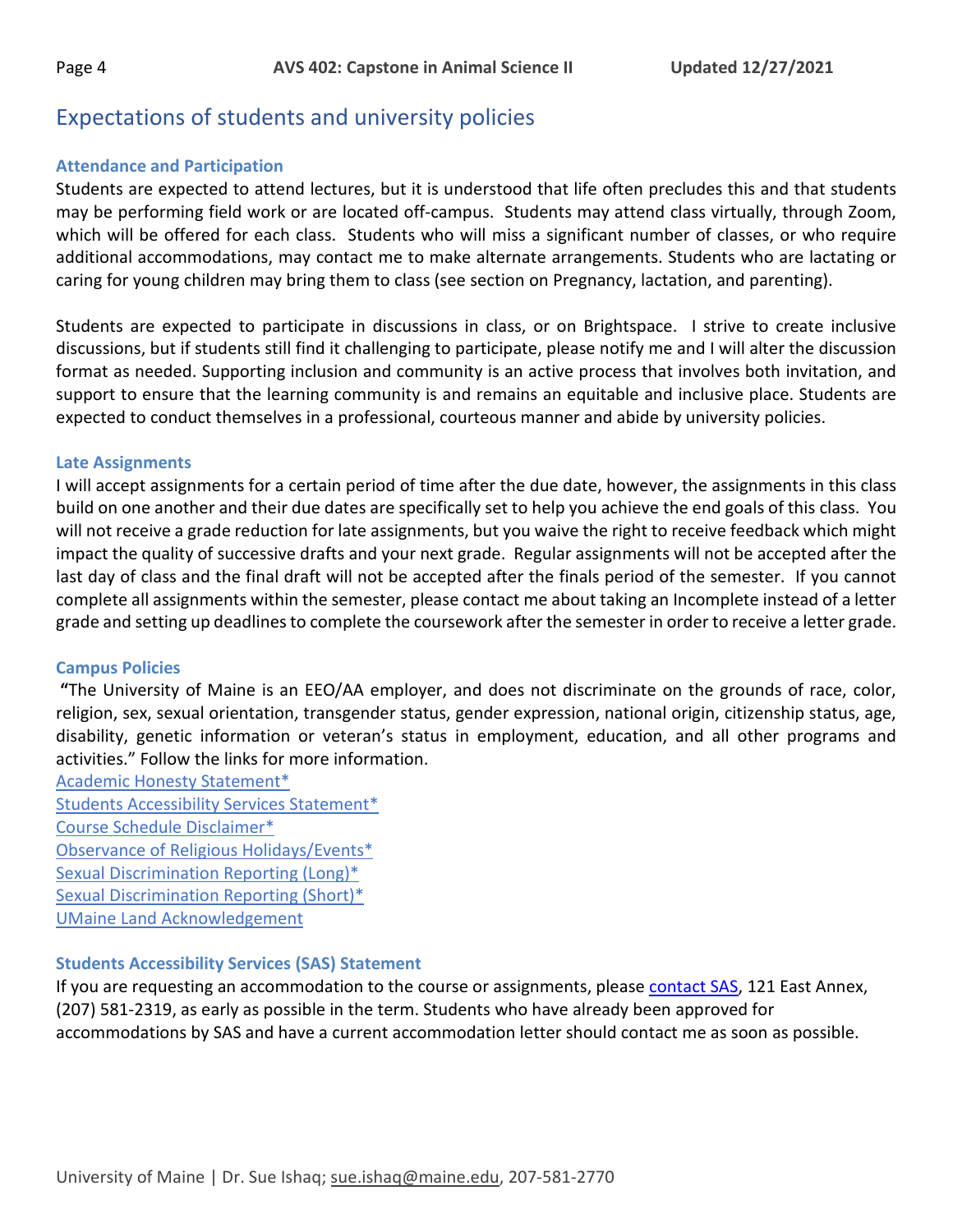## Expectations of students and university policies

### Attendance and Participation

Students are expected to attend lectures, but it is understood that life often precludes this and that students may be performing field work or are located off-campus. Students may attend class virtually, through Zoom, which will be offered for each class. Students who will miss a significant number of classes, or who require additional accommodations, may contact me to make alternate arrangements. Students who are lactating or caring for young children may bring them to class (see section on Pregnancy, lactation, and parenting).

Students are expected to participate in discussions in class, or on Brightspace. I strive to create inclusive discussions, but if students still find it challenging to participate, please notify me and I will alter the discussion format as needed. Supporting inclusion and community is an active process that involves both invitation, and support to ensure that the learning community is and remains an equitable and inclusive place. Students are expected to conduct themselves in a professional, courteous manner and abide by university policies.

### Late Assignments

I will accept assignments for a certain period of time after the due date, however, the assignments in this class build on one another and their due dates are specifically set to help you achieve the end goals of this class. You will not receive a grade reduction for late assignments, but you waive the right to receive feedback which might impact the quality of successive drafts and your next grade. Regular assignments will not be accepted after the last day of class and the final draft will not be accepted after the finals period of the semester. If you cannot complete all assignments within the semester, please contact me about taking an Incomplete instead of a letter grade and setting up deadlines to complete the coursework after the semester in order to receive a letter grade.

### Campus Policies

"The University of Maine is an EEO/AA employer, and does not discriminate on the grounds of race, color, religion, sex, sexual orientation, transgender status, gender expression, national origin, citizenship status, age, disability, genetic information or veteran's status in employment, education, and all other programs and activities." Follow the links for more information.

Academic Honesty Statement*
Students Accessibility Services Statement*
Course Schedule Disclaimer*
Observance of Religious Holidays/Events*
Sexual Discrimination Reporting (Long)*
Sexual Discrimination Reporting (Short)*
UMaine Land Acknowledgement

### Students Accessibility Services (SAS) Statement

If you are requesting an accommodation to the course or assignments, please contact SAS, 121 East Annex, (207) 581-2319, as early as possible in the term. Students who have already been approved for accommodations by SAS and have a current accommodation letter should contact me as soon as possible.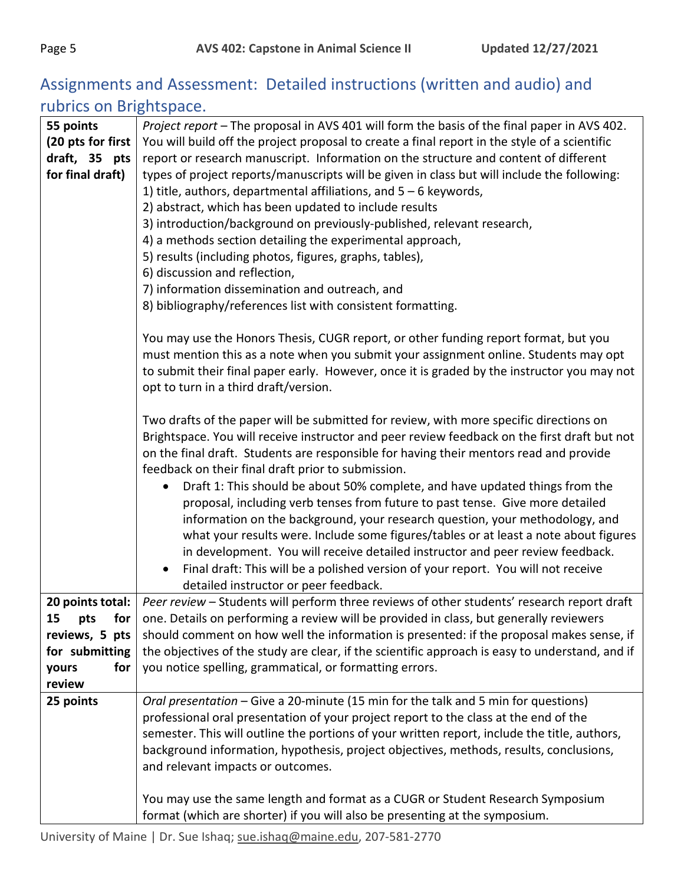## Assignments and Assessment: Detailed instructions (written and audio) and rubrics on Brightspace.

| | |
|---|---|
| **55 points (20 pts for first draft, 35 pts for final draft)** | *Project report* – The proposal in AVS 401 will form the basis of the final paper in AVS 402. You will build off the project proposal to create a final report in the style of a scientific report or research manuscript. Information on the structure and content of different types of project reports/manuscripts will be given in class but will include the following:<br>1) title, authors, departmental affiliations, and 5 – 6 keywords,<br>2) abstract, which has been updated to include results<br>3) introduction/background on previously-published, relevant research,<br>4) a methods section detailing the experimental approach,<br>5) results (including photos, figures, graphs, tables),<br>6) discussion and reflection,<br>7) information dissemination and outreach, and<br>8) bibliography/references list with consistent formatting.<br><br>You may use the Honors Thesis, CUGR report, or other funding report format, but you must mention this as a note when you submit your assignment online. Students may opt to submit their final paper early. However, once it is graded by the instructor you may not opt to turn in a third draft/version.<br><br>Two drafts of the paper will be submitted for review, with more specific directions on Brightspace. You will receive instructor and peer review feedback on the first draft but not on the final draft. Students are responsible for having their mentors read and provide feedback on their final draft prior to submission.<br>• Draft 1: This should be about 50% complete, and have updated things from the proposal, including verb tenses from future to past tense. Give more detailed information on the background, your research question, your methodology, and what your results were. Include some figures/tables or at least a note about figures in development. You will receive detailed instructor and peer review feedback.<br>• Final draft: This will be a polished version of your report. You will not receive detailed instructor or peer feedback. |
| **20 points total: 15 pts for reviews, 5 pts for submitting yours for review** | *Peer review* – Students will perform three reviews of other students' research report draft one. Details on performing a review will be provided in class, but generally reviewers should comment on how well the information is presented: if the proposal makes sense, if the objectives of the study are clear, if the scientific approach is easy to understand, and if you notice spelling, grammatical, or formatting errors. |
| **25 points** | *Oral presentation* – Give a 20-minute (15 min for the talk and 5 min for questions) professional oral presentation of your project report to the class at the end of the semester. This will outline the portions of your written report, include the title, authors, background information, hypothesis, project objectives, methods, results, conclusions, and relevant impacts or outcomes.<br><br>You may use the same length and format as a CUGR or Student Research Symposium format (which are shorter) if you will also be presenting at the symposium. |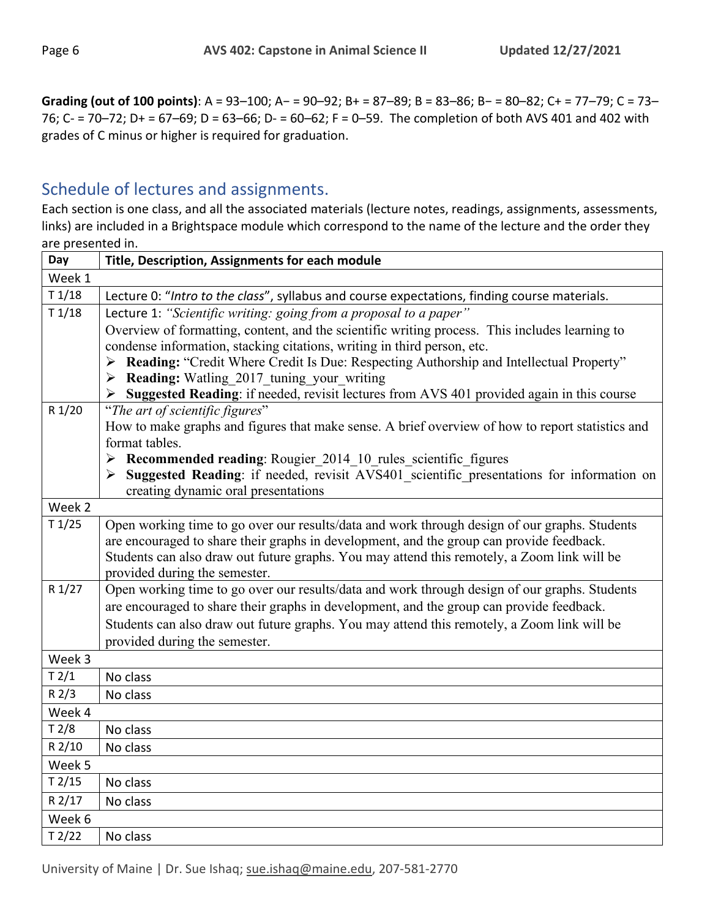**Grading (out of 100 points)**: A = 93–100; A− = 90–92; B+ = 87–89; B = 83–86; B− = 80–82; C+ = 77–79; C = 73–76; C- = 70–72; D+ = 67–69; D = 63–66; D- = 60–62; F = 0–59. The completion of both AVS 401 and 402 with grades of C minus or higher is required for graduation.

## Schedule of lectures and assignments.

Each section is one class, and all the associated materials (lecture notes, readings, assignments, assessments, links) are included in a Brightspace module which correspond to the name of the lecture and the order they are presented in.

| Day | Title, Description, Assignments for each module |
|---|---|
| Week 1 | |
| T 1/18 | Lecture 0: "*Intro to the class*", syllabus and course expectations, finding course materials. |
| T 1/18 | Lecture 1: *"Scientific writing: going from a proposal to a paper"*<br>Overview of formatting, content, and the scientific writing process. This includes learning to condense information, stacking citations, writing in third person, etc.<br>➢ **Reading:** "Credit Where Credit Is Due: Respecting Authorship and Intellectual Property"<br>➢ **Reading:** Watling_2017_tuning_your_writing<br>➢ **Suggested Reading**: if needed, revisit lectures from AVS 401 provided again in this course |
| R 1/20 | "*The art of scientific figures*"<br>How to make graphs and figures that make sense. A brief overview of how to report statistics and format tables.<br>➢ **Recommended reading**: Rougier_2014_10_rules_scientific_figures<br>➢ **Suggested Reading**: if needed, revisit AVS401_scientific_presentations for information on creating dynamic oral presentations |
| Week 2 | |
| T 1/25 | Open working time to go over our results/data and work through design of our graphs. Students are encouraged to share their graphs in development, and the group can provide feedback. Students can also draw out future graphs. You may attend this remotely, a Zoom link will be provided during the semester. |
| R 1/27 | Open working time to go over our results/data and work through design of our graphs. Students are encouraged to share their graphs in development, and the group can provide feedback. Students can also draw out future graphs. You may attend this remotely, a Zoom link will be provided during the semester. |
| Week 3 | |
| T 2/1 | No class |
| R 2/3 | No class |
| Week 4 | |
| T 2/8 | No class |
| R 2/10 | No class |
| Week 5 | |
| T 2/15 | No class |
| R 2/17 | No class |
| Week 6 | |
| T 2/22 | No class |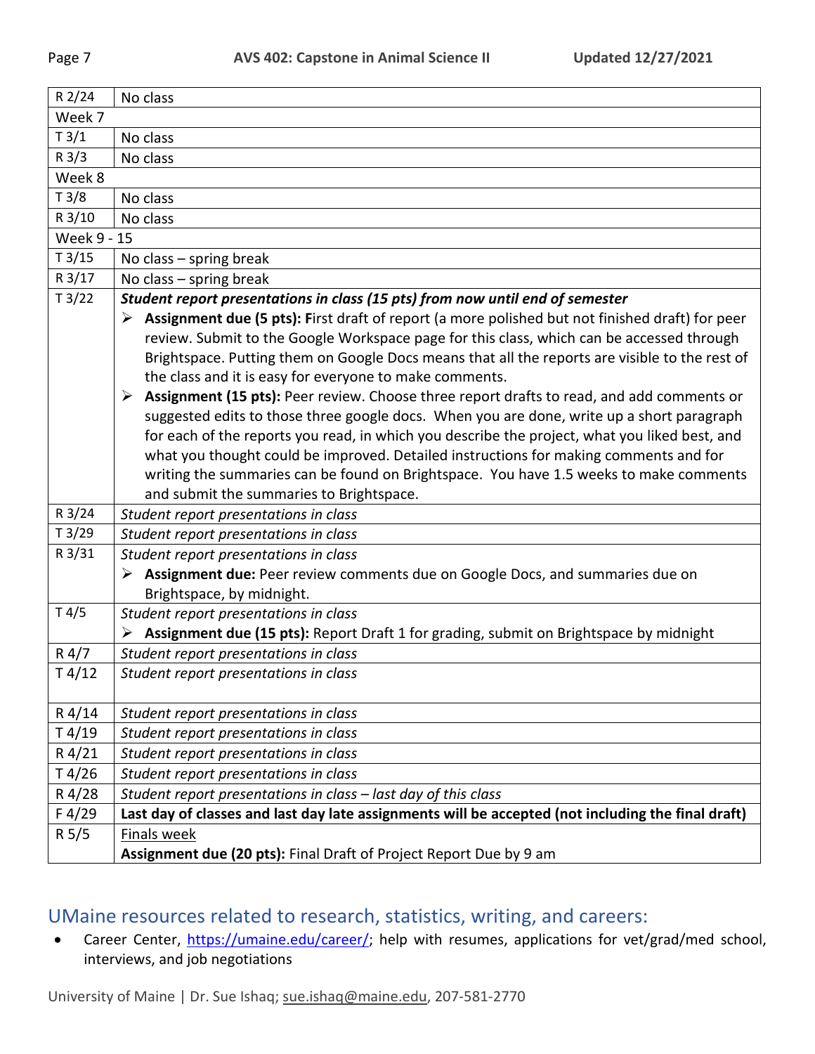| R 2/24 | No class |
|---|---|
| Week 7 | |
| T 3/1 | No class |
| R 3/3 | No class |
| Week 8 | |
| T 3/8 | No class |
| R 3/10 | No class |
| Week 9 - 15 | |
| T 3/15 | No class – spring break |
| R 3/17 | No class – spring break |
| T 3/22 | ***Student report presentations in class (15 pts) from now until end of semester*** <br> ➢ **Assignment due (5 pts): F**irst draft of report (a more polished but not finished draft) for peer review. Submit to the Google Workspace page for this class, which can be accessed through Brightspace. Putting them on Google Docs means that all the reports are visible to the rest of the class and it is easy for everyone to make comments. <br> ➢ **Assignment (15 pts):** Peer review. Choose three report drafts to read, and add comments or suggested edits to those three google docs. When you are done, write up a short paragraph for each of the reports you read, in which you describe the project, what you liked best, and what you thought could be improved. Detailed instructions for making comments and for writing the summaries can be found on Brightspace. You have 1.5 weeks to make comments and submit the summaries to Brightspace. |
| R 3/24 | *Student report presentations in class* |
| T 3/29 | *Student report presentations in class* |
| R 3/31 | *Student report presentations in class* <br> ➢ **Assignment due:** Peer review comments due on Google Docs, and summaries due on Brightspace, by midnight. |
| T 4/5 | *Student report presentations in class* <br> ➢ **Assignment due (15 pts):** Report Draft 1 for grading, submit on Brightspace by midnight |
| R 4/7 | *Student report presentations in class* |
| T 4/12 | *Student report presentations in class* |
| R 4/14 | *Student report presentations in class* |
| T 4/19 | *Student report presentations in class* |
| R 4/21 | *Student report presentations in class* |
| T 4/26 | *Student report presentations in class* |
| R 4/28 | *Student report presentations in class – last day of this class* |
| F 4/29 | **Last day of classes and last day late assignments will be accepted (not including the final draft)** |
| R 5/5 | <u>Finals week</u> <br> **Assignment due (20 pts):** Final Draft of Project Report Due by 9 am |

## UMaine resources related to research, statistics, writing, and careers:

- Career Center, https://umaine.edu/career/; help with resumes, applications for vet/grad/med school, interviews, and job negotiations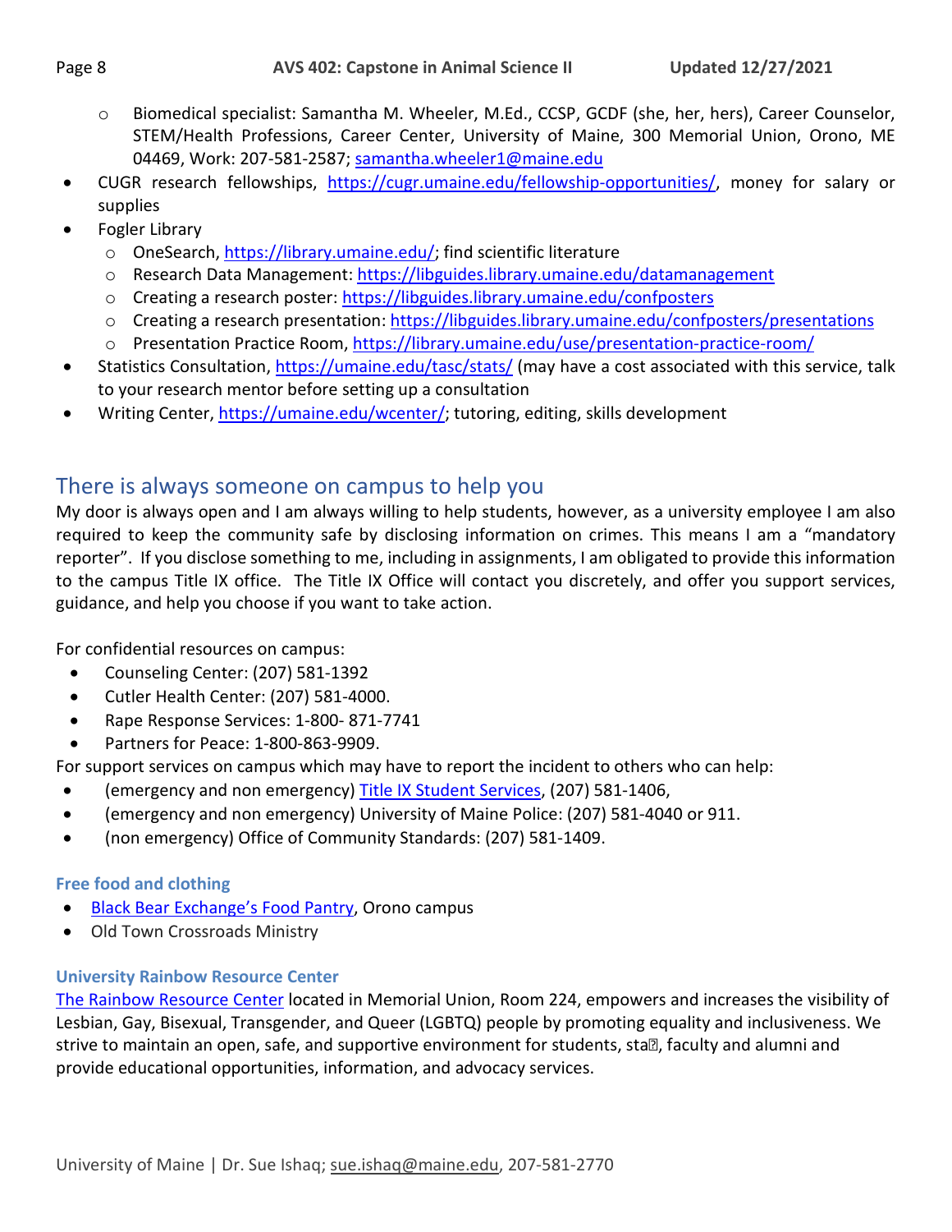- Biomedical specialist: Samantha M. Wheeler, M.Ed., CCSP, GCDF (she, her, hers), Career Counselor, STEM/Health Professions, Career Center, University of Maine, 300 Memorial Union, Orono, ME 04469, Work: 207-581-2587; samantha.wheeler1@maine.edu
- CUGR research fellowships, https://cugr.umaine.edu/fellowship-opportunities/, money for salary or supplies
- Fogler Library
    - OneSearch, https://library.umaine.edu/; find scientific literature
    - Research Data Management: https://libguides.library.umaine.edu/datamanagement
    - Creating a research poster: https://libguides.library.umaine.edu/confposters
    - Creating a research presentation: https://libguides.library.umaine.edu/confposters/presentations
    - Presentation Practice Room, https://library.umaine.edu/use/presentation-practice-room/
- Statistics Consultation, https://umaine.edu/tasc/stats/ (may have a cost associated with this service, talk to your research mentor before setting up a consultation
- Writing Center, https://umaine.edu/wcenter/; tutoring, editing, skills development

## There is always someone on campus to help you

My door is always open and I am always willing to help students, however, as a university employee I am also required to keep the community safe by disclosing information on crimes. This means I am a "mandatory reporter". If you disclose something to me, including in assignments, I am obligated to provide this information to the campus Title IX office. The Title IX Office will contact you discretely, and offer you support services, guidance, and help you choose if you want to take action.

For confidential resources on campus:

- Counseling Center: (207) 581-1392
- Cutler Health Center: (207) 581-4000.
- Rape Response Services: 1-800- 871-7741
- Partners for Peace: 1-800-863-9909.

For support services on campus which may have to report the incident to others who can help:

- (emergency and non emergency) Title IX Student Services, (207) 581-1406,
- (emergency and non emergency) University of Maine Police: (207) 581-4040 or 911.
- (non emergency) Office of Community Standards: (207) 581-1409.

### Free food and clothing

- Black Bear Exchange's Food Pantry, Orono campus
- Old Town Crossroads Ministry

### University Rainbow Resource Center

The Rainbow Resource Center located in Memorial Union, Room 224, empowers and increases the visibility of Lesbian, Gay, Bisexual, Transgender, and Queer (LGBTQ) people by promoting equality and inclusiveness. We strive to maintain an open, safe, and supportive environment for students, staff, faculty and alumni and provide educational opportunities, information, and advocacy services.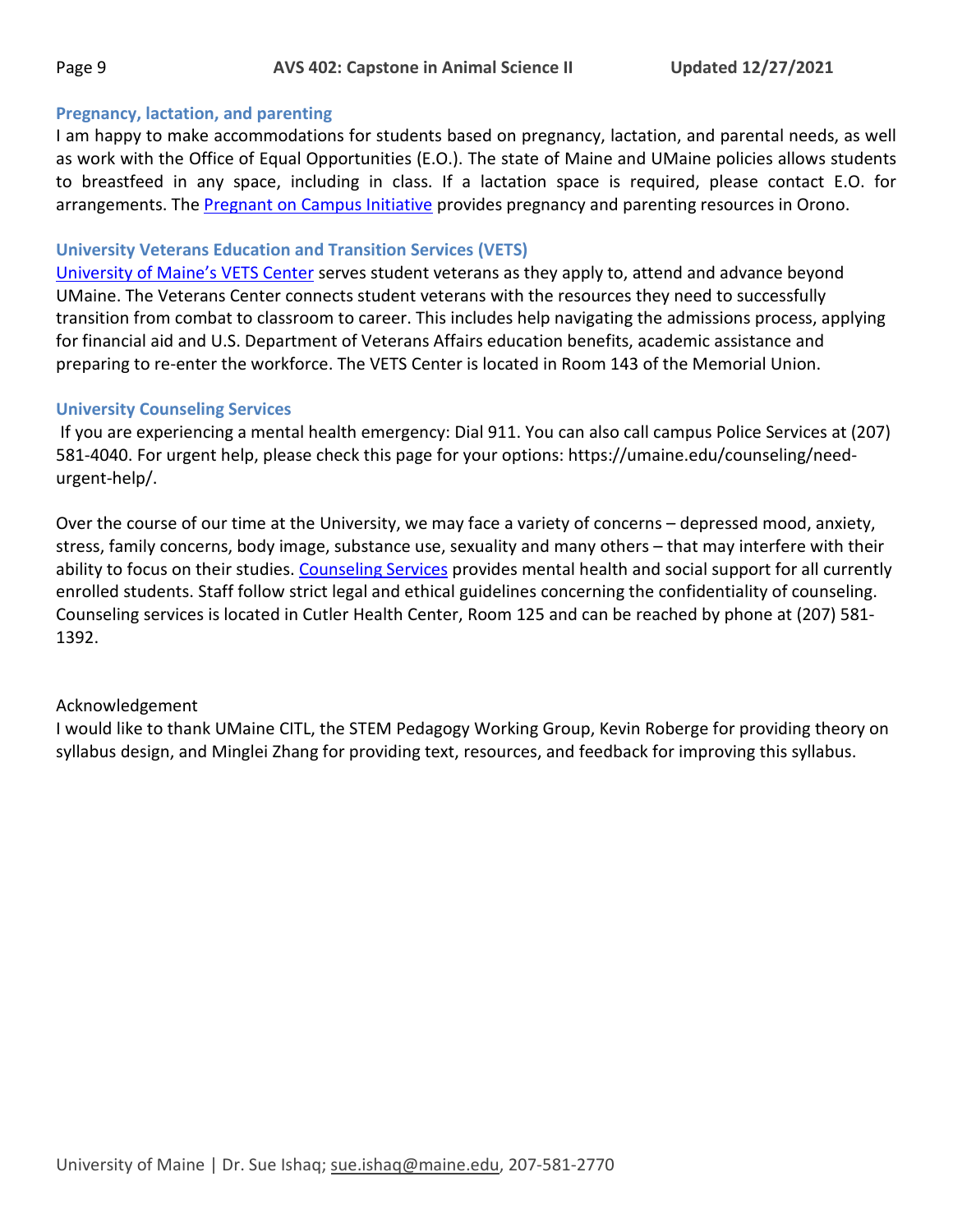### Pregnancy, lactation, and parenting

I am happy to make accommodations for students based on pregnancy, lactation, and parental needs, as well as work with the Office of Equal Opportunities (E.O.). The state of Maine and UMaine policies allows students to breastfeed in any space, including in class. If a lactation space is required, please contact E.O. for arrangements. The Pregnant on Campus Initiative provides pregnancy and parenting resources in Orono.

### University Veterans Education and Transition Services (VETS)

University of Maine's VETS Center serves student veterans as they apply to, attend and advance beyond UMaine. The Veterans Center connects student veterans with the resources they need to successfully transition from combat to classroom to career. This includes help navigating the admissions process, applying for financial aid and U.S. Department of Veterans Affairs education benefits, academic assistance and preparing to re-enter the workforce. The VETS Center is located in Room 143 of the Memorial Union.

### University Counseling Services

If you are experiencing a mental health emergency: Dial 911. You can also call campus Police Services at (207) 581-4040. For urgent help, please check this page for your options: https://umaine.edu/counseling/need-urgent-help/.

Over the course of our time at the University, we may face a variety of concerns – depressed mood, anxiety, stress, family concerns, body image, substance use, sexuality and many others – that may interfere with their ability to focus on their studies. Counseling Services provides mental health and social support for all currently enrolled students. Staff follow strict legal and ethical guidelines concerning the confidentiality of counseling. Counseling services is located in Cutler Health Center, Room 125 and can be reached by phone at (207) 581-1392.

Acknowledgement

I would like to thank UMaine CITL, the STEM Pedagogy Working Group, Kevin Roberge for providing theory on syllabus design, and Minglei Zhang for providing text, resources, and feedback for improving this syllabus.